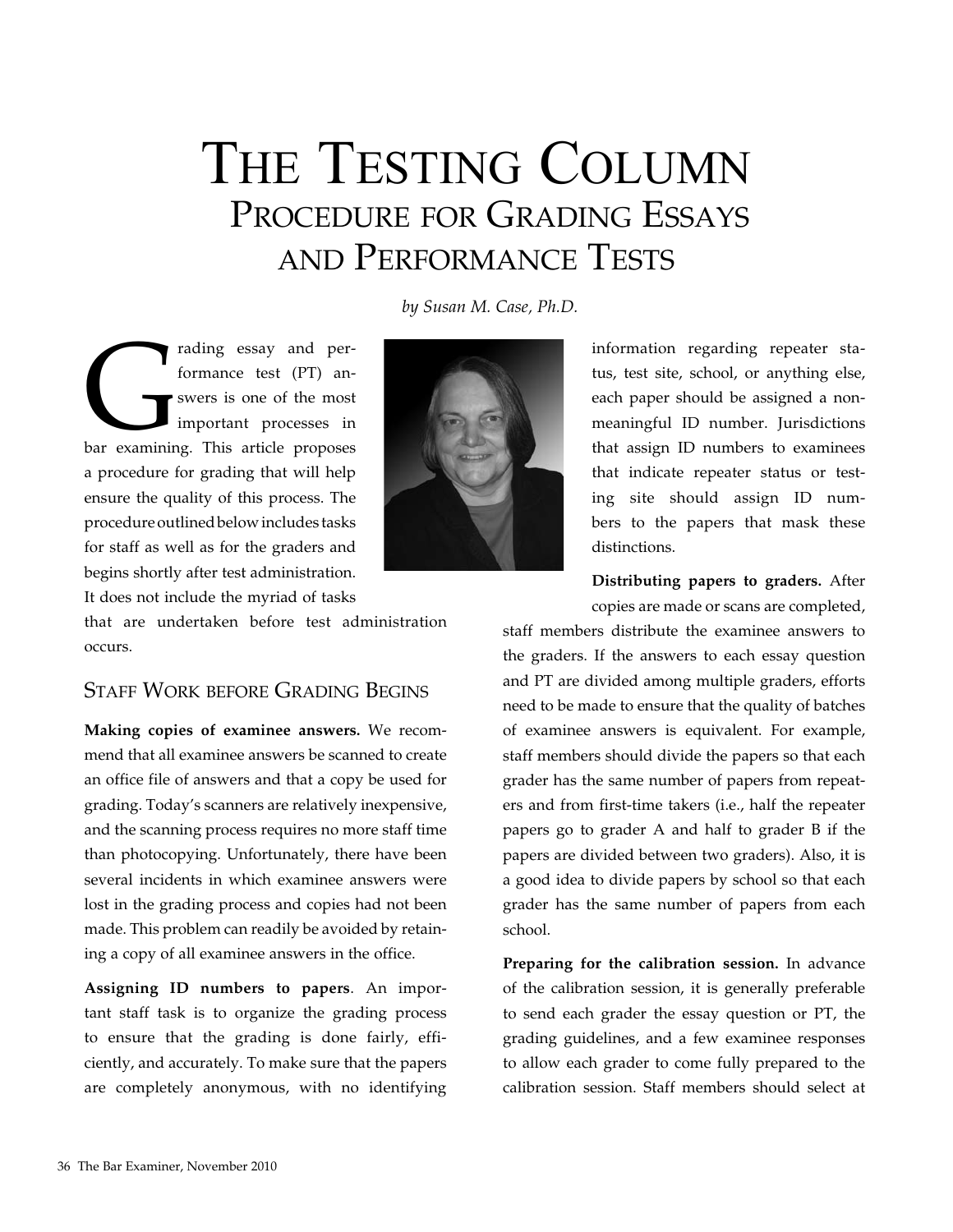# The Testing Column
## Procedure for Grading Essays and Performance Tests

*by Susan M. Case, Ph.D.*

Grading essay and performance test (PT) answers is one of the most important processes in bar examining. This article proposes a procedure for grading that will help ensure the quality of this process. The procedure outlined below includes tasks for staff as well as for the graders and begins shortly after test administration. It does not include the myriad of tasks that are undertaken before test administration occurs.

### Staff Work before Grading Begins

**Making copies of examinee answers.** We recommend that all examinee answers be scanned to create an office file of answers and that a copy be used for grading. Today's scanners are relatively inexpensive, and the scanning process requires no more staff time than photocopying. Unfortunately, there have been several incidents in which examinee answers were lost in the grading process and copies had not been made. This problem can readily be avoided by retaining a copy of all examinee answers in the office.

**Assigning ID numbers to papers**. An important staff task is to organize the grading process to ensure that the grading is done fairly, efficiently, and accurately. To make sure that the papers are completely anonymous, with no identifying information regarding repeater status, test site, school, or anything else, each paper should be assigned a non-meaningful ID number. Jurisdictions that assign ID numbers to examinees that indicate repeater status or testing site should assign ID numbers to the papers that mask these distinctions.

**Distributing papers to graders.** After copies are made or scans are completed, staff members distribute the examinee answers to the graders. If the answers to each essay question and PT are divided among multiple graders, efforts need to be made to ensure that the quality of batches of examinee answers is equivalent. For example, staff members should divide the papers so that each grader has the same number of papers from repeaters and from first-time takers (i.e., half the repeater papers go to grader A and half to grader B if the papers are divided between two graders). Also, it is a good idea to divide papers by school so that each grader has the same number of papers from each school.

**Preparing for the calibration session.** In advance of the calibration session, it is generally preferable to send each grader the essay question or PT, the grading guidelines, and a few examinee responses to allow each grader to come fully prepared to the calibration session. Staff members should select at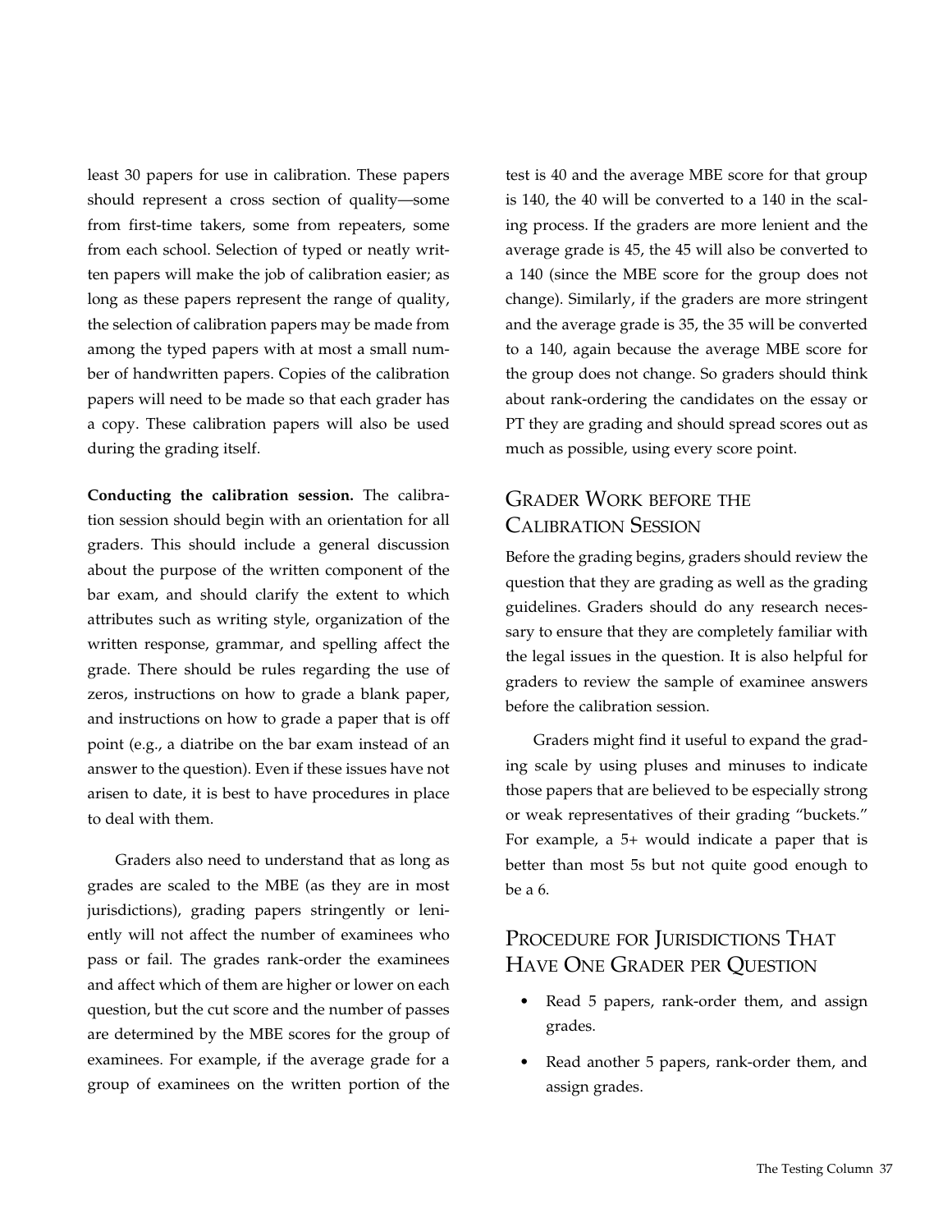least 30 papers for use in calibration. These papers should represent a cross section of quality—some from first-time takers, some from repeaters, some from each school. Selection of typed or neatly written papers will make the job of calibration easier; as long as these papers represent the range of quality, the selection of calibration papers may be made from among the typed papers with at most a small number of handwritten papers. Copies of the calibration papers will need to be made so that each grader has a copy. These calibration papers will also be used during the grading itself.

**Conducting the calibration session.** The calibration session should begin with an orientation for all graders. This should include a general discussion about the purpose of the written component of the bar exam, and should clarify the extent to which attributes such as writing style, organization of the written response, grammar, and spelling affect the grade. There should be rules regarding the use of zeros, instructions on how to grade a blank paper, and instructions on how to grade a paper that is off point (e.g., a diatribe on the bar exam instead of an answer to the question). Even if these issues have not arisen to date, it is best to have procedures in place to deal with them.

Graders also need to understand that as long as grades are scaled to the MBE (as they are in most jurisdictions), grading papers stringently or leniently will not affect the number of examinees who pass or fail. The grades rank-order the examinees and affect which of them are higher or lower on each question, but the cut score and the number of passes are determined by the MBE scores for the group of examinees. For example, if the average grade for a group of examinees on the written portion of the test is 40 and the average MBE score for that group is 140, the 40 will be converted to a 140 in the scaling process. If the graders are more lenient and the average grade is 45, the 45 will also be converted to a 140 (since the MBE score for the group does not change). Similarly, if the graders are more stringent and the average grade is 35, the 35 will be converted to a 140, again because the average MBE score for the group does not change. So graders should think about rank-ordering the candidates on the essay or PT they are grading and should spread scores out as much as possible, using every score point.

## Grader Work before the Calibration Session

Before the grading begins, graders should review the question that they are grading as well as the grading guidelines. Graders should do any research necessary to ensure that they are completely familiar with the legal issues in the question. It is also helpful for graders to review the sample of examinee answers before the calibration session.

Graders might find it useful to expand the grading scale by using pluses and minuses to indicate those papers that are believed to be especially strong or weak representatives of their grading "buckets." For example, a 5+ would indicate a paper that is better than most 5s but not quite good enough to be a 6.

## Procedure for Jurisdictions That Have One Grader per Question

- Read 5 papers, rank-order them, and assign grades.
- Read another 5 papers, rank-order them, and assign grades.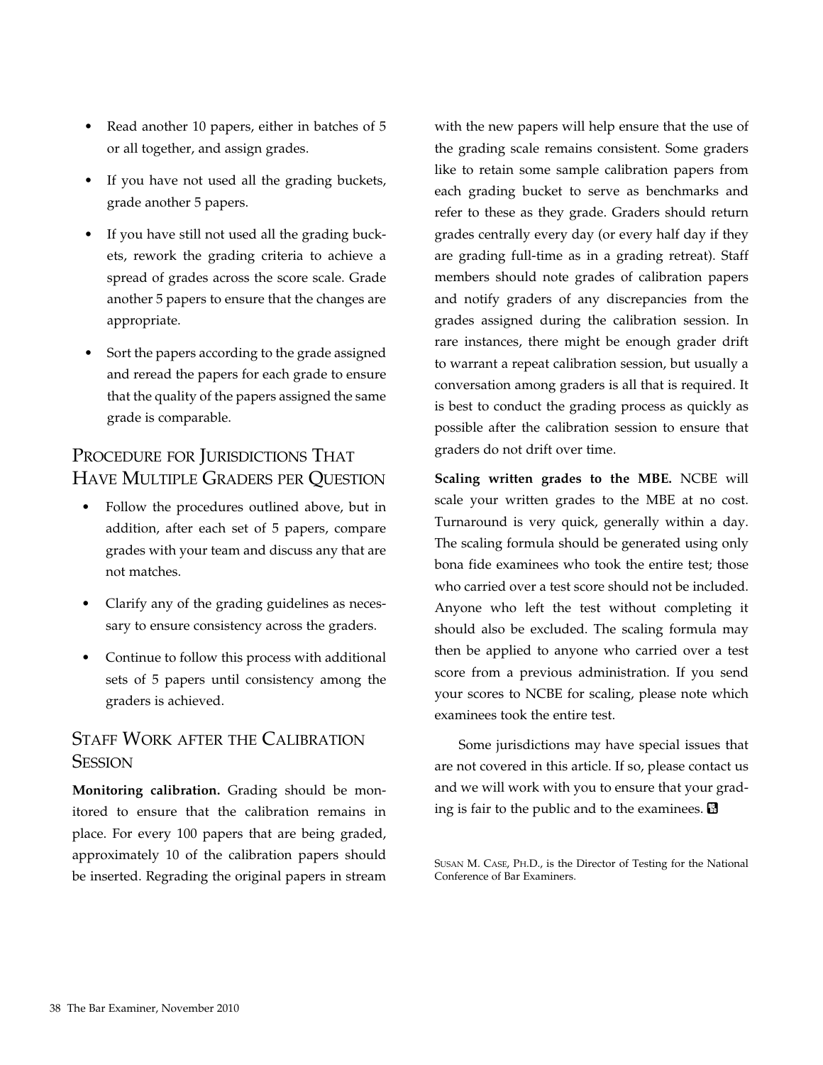- Read another 10 papers, either in batches of 5 or all together, and assign grades.
- If you have not used all the grading buckets, grade another 5 papers.
- If you have still not used all the grading buckets, rework the grading criteria to achieve a spread of grades across the score scale. Grade another 5 papers to ensure that the changes are appropriate.
- Sort the papers according to the grade assigned and reread the papers for each grade to ensure that the quality of the papers assigned the same grade is comparable.

## Procedure for Jurisdictions That Have Multiple Graders per Question

- Follow the procedures outlined above, but in addition, after each set of 5 papers, compare grades with your team and discuss any that are not matches.
- Clarify any of the grading guidelines as necessary to ensure consistency across the graders.
- Continue to follow this process with additional sets of 5 papers until consistency among the graders is achieved.

## Staff Work after the Calibration Session

**Monitoring calibration.** Grading should be monitored to ensure that the calibration remains in place. For every 100 papers that are being graded, approximately 10 of the calibration papers should be inserted. Regrading the original papers in stream with the new papers will help ensure that the use of the grading scale remains consistent. Some graders like to retain some sample calibration papers from each grading bucket to serve as benchmarks and refer to these as they grade. Graders should return grades centrally every day (or every half day if they are grading full-time as in a grading retreat). Staff members should note grades of calibration papers and notify graders of any discrepancies from the grades assigned during the calibration session. In rare instances, there might be enough grader drift to warrant a repeat calibration session, but usually a conversation among graders is all that is required. It is best to conduct the grading process as quickly as possible after the calibration session to ensure that graders do not drift over time.

**Scaling written grades to the MBE.** NCBE will scale your written grades to the MBE at no cost. Turnaround is very quick, generally within a day. The scaling formula should be generated using only bona fide examinees who took the entire test; those who carried over a test score should not be included. Anyone who left the test without completing it should also be excluded. The scaling formula may then be applied to anyone who carried over a test score from a previous administration. If you send your scores to NCBE for scaling, please note which examinees took the entire test.

Some jurisdictions may have special issues that are not covered in this article. If so, please contact us and we will work with you to ensure that your grading is fair to the public and to the examinees.

Susan M. Case, Ph.D., is the Director of Testing for the National Conference of Bar Examiners.